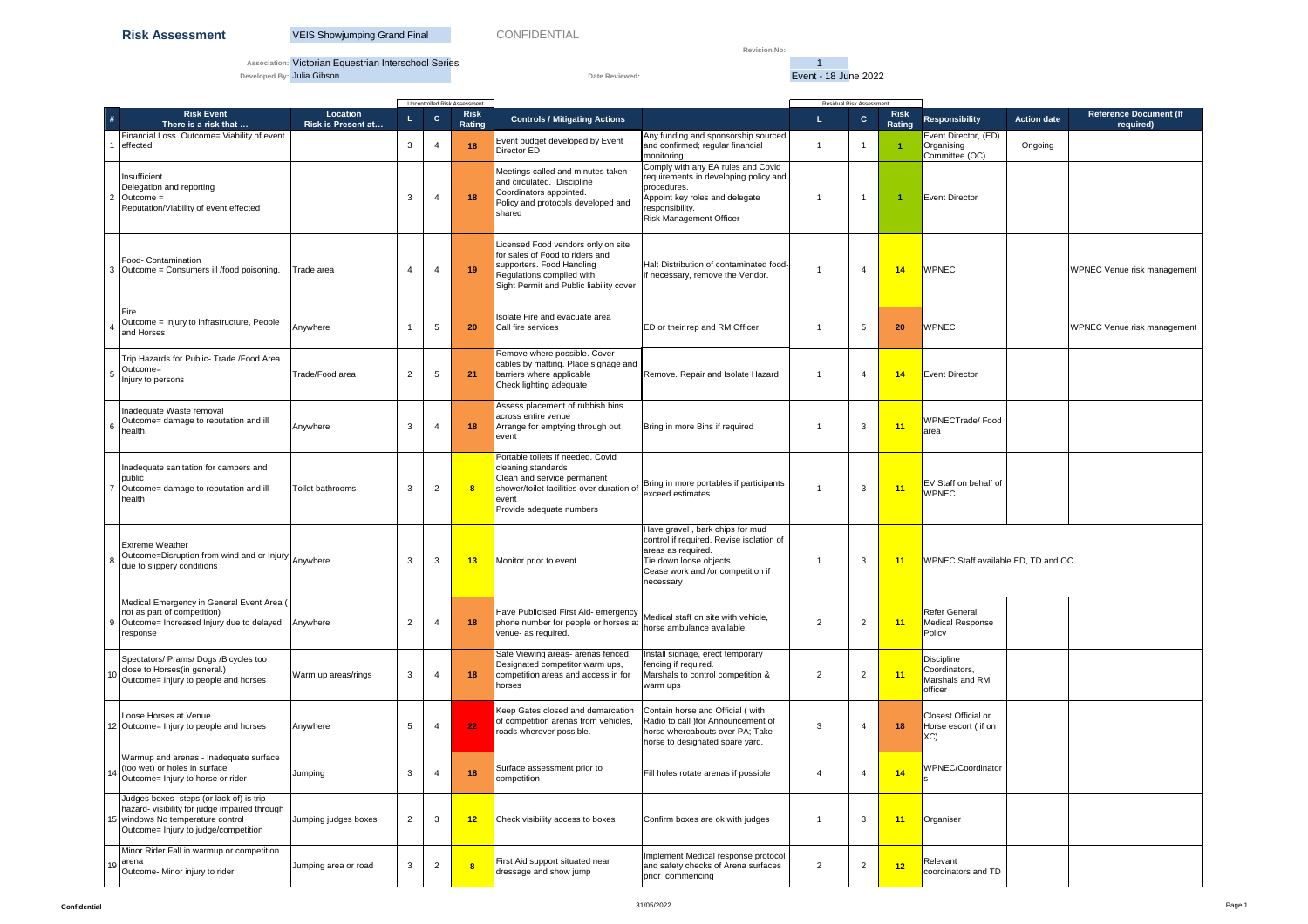# Risk Assessment

VEIS Showjumping Grand Final

CONFIDENTIAL

Association: Victorian Equestrian Interschool Series

Developed By: Julia Gibson

Revision No: 1

Date Reviewed: Event - 18 June 2022

| # | Risk Event There is a risk that … | Location Risk is Present at… | Uncontrolled Risk Assessment L | C | Risk Rating | Controls / Mitigating Actions | | Residual Risk Assessment L | C | Risk Rating | Responsibility | Action date | Reference Document (If required) |
|---|---|---|---|---|---|---|---|---|---|---|---|---|---|
| 1 | Financial Loss Outcome= Viability of event effected | | 3 | 4 | 18 | Event budget developed by Event Director ED | Any funding and sponsorship sourced and confirmed; regular financial monitoring. | 1 | 1 | 1 | Event Director, (ED) Organising Committee (OC) | Ongoing | |
| 2 | Insufficient Delegation and reporting Outcome = Reputation/Viability of event effected | | 3 | 4 | 18 | Meetings called and minutes taken and circulated. Discipline Coordinators appointed. Policy and protocols developed and shared | Comply with any EA rules and Covid requirements in developing policy and procedures. Appoint key roles and delegate responsibility. Risk Management Officer | 1 | 1 | 1 | Event Director | | |
| 3 | Food- Contamination Outcome = Consumers ill /food poisoning. | Trade area | 4 | 4 | 19 | Licensed Food vendors only on site for sales of Food to riders and supporters. Food Handling Regulations complied with Sight Permit and Public liability cover | Halt Distribution of contaminated food-if necessary, remove the Vendor. | 1 | 4 | 14 | WPNEC | | WPNEC Venue risk management |
| 4 | Fire Outcome = Injury to infrastructure, People and Horses | Anywhere | 1 | 5 | 20 | Isolate Fire and evacuate area Call fire services | ED or their rep and RM Officer | 1 | 5 | 20 | WPNEC | | WPNEC Venue risk management |
| 5 | Trip Hazards for Public- Trade /Food Area Outcome= Injury to persons | Trade/Food area | 2 | 5 | 21 | Remove where possible. Cover cables by matting. Place signage and barriers where applicable Check lighting adequate | Remove. Repair and Isolate Hazard | 1 | 4 | 14 | Event Director | | |
| 6 | Inadequate Waste removal Outcome= damage to reputation and ill health. | Anywhere | 3 | 4 | 18 | Assess placement of rubbish bins across entire venue Arrange for emptying through out event | Bring in more Bins if required | 1 | 3 | 11 | WPNECTrade/ Food area | | |
| 7 | Inadequate sanitation for campers and public Outcome= damage to reputation and ill health | Toilet bathrooms | 3 | 2 | 8 | Portable toilets if needed. Covid cleaning standards Clean and service permanent shower/toilet facilities over duration of event Provide adequate numbers | Bring in more portables if participants exceed estimates. | 1 | 3 | 11 | EV Staff on behalf of WPNEC | | |
| 8 | Extreme Weather Outcome=Disruption from wind and or Injury due to slippery conditions | Anywhere | 3 | 3 | 13 | Monitor prior to event | Have gravel , bark chips for mud control if required. Revise isolation of areas as required. Tie down loose objects. Cease work and /or competition if necessary | 1 | 3 | 11 | WPNEC Staff available ED, TD and OC | | |
| 9 | Medical Emergency in General Event Area ( not as part of competition) Outcome= Increased Injury due to delayed response | Anywhere | 2 | 4 | 18 | Have Publicised First Aid- emergency phone number for people or horses at venue- as required. | Medical staff on site with vehicle, horse ambulance available. | 2 | 2 | 11 | Refer General Medical Response Policy | | |
| 10 | Spectators/ Prams/ Dogs /Bicycles too close to Horses(in general.) Outcome= Injury to people and horses | Warm up areas/rings | 3 | 4 | 18 | Safe Viewing areas- arenas fenced. Designated competitor warm ups, competition areas and access in for horses | Install signage, erect temporary fencing if required. Marshals to control competition & warm ups | 2 | 2 | 11 | Discipline Coordinators, Marshals and RM officer | | |
| 12 | Loose Horses at Venue Outcome= Injury to people and horses | Anywhere | 5 | 4 | 22 | Keep Gates closed and demarcation of competition arenas from vehicles, roads wherever possible. | Contain horse and Official ( with Radio to call )for Announcement of horse whereabouts over PA; Take horse to designated spare yard. | 3 | 4 | 18 | Closest Official or Horse escort ( if on XC) | | |
| 14 | Warmup and arenas - Inadequate surface (too wet) or holes in surface Outcome= Injury to horse or rider | Jumping | 3 | 4 | 18 | Surface assessment prior to competition | Fill holes rotate arenas if possible | 4 | 4 | 14 | WPNEC/Coordinators | | |
| 15 | Judges boxes- steps (or lack of) is trip hazard- visibility for judge impaired through windows No temperature control Outcome= Injury to judge/competition | Jumping judges boxes | 2 | 3 | 12 | Check visibility access to boxes | Confirm boxes are ok with judges | 1 | 3 | 11 | Organiser | | |
| 19 | Minor Rider Fall in warmup or competition arena Outcome- Minor injury to rider | Jumping area or road | 3 | 2 | 8 | First Aid support situated near dressage and show jump | Implement Medical response protocol and safety checks of Arena surfaces prior commencing | 2 | 2 | 12 | Relevant coordinators and TD | | |

Confidential

31/05/2022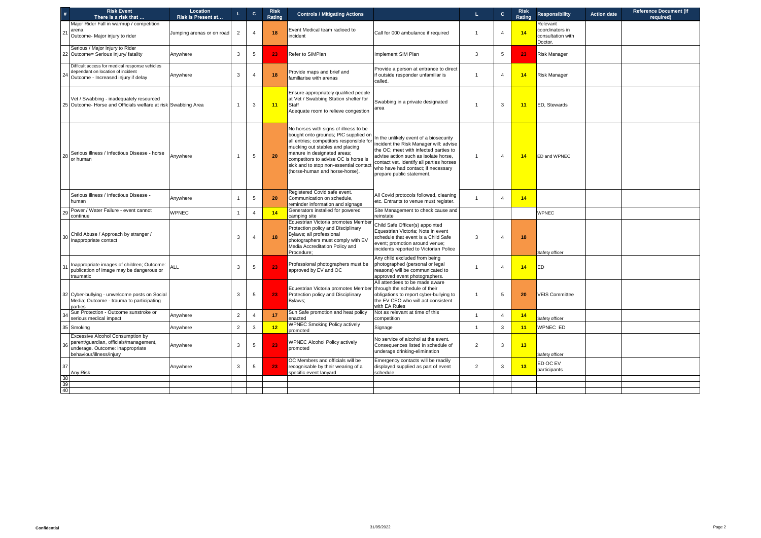| # | Risk Event There is a risk that … | Location Risk is Present at… | L | C | Risk Rating | Controls / Mitigating Actions | | L | C | Risk Rating | Responsibility | Action date | Reference Document (If required) |
|---|---|---|---|---|---|---|---|---|---|---|---|---|---|
| 21 | Major Rider Fall in warmup / competition arena Outcome- Major injury to rider | Jumping arenas or on road | 2 | 4 | 18 | Event Medical team radioed to incident | Call for 000 ambulance if required | 1 | 4 | 14 | Relevant coordinators in consultation with Doctor. | | |
| 22 | Serious / Major Injury to Rider Outcome= Serious Injury/ fatality | Anywhere | 3 | 5 | 23 | Refer to SIMPlan | Implement SIM Plan | 3 | 5 | 23 | Risk Manager | | |
| 24 | Difficult access for medical response vehicles dependant on location of incident Outcome - Increased injury if delay | Anywhere | 3 | 4 | 18 | Provide maps and brief and familiarise with arenas | Provide a person at entrance to direct if outside responder unfamiliar is called. | 1 | 4 | 14 | Risk Manager | | |
| 25 | Vet / Swabbing - inadequately resourced Outcome- Horse and Officials welfare at risk | Swabbing Area | 1 | 3 | 11 | Ensure appropriately qualified people at Vet / Swabbing Station shelter for Staff Adequate room to relieve congestion | Swabbing in a private designated area | 1 | 3 | 11 | ED, Stewards | | |
| 28 | Serious illness / Infectious Disease - horse or human | Anywhere | 1 | 5 | 20 | No horses with signs of illness to be bought onto grounds; PIC supplied on all entries; competitors responsible for mucking out stables and placing manure in designated areas; competitors to advise OC is horse is sick and to stop non-essential contact (horse-human and horse-horse). | In the unlikely event of a biosecurity incident the Risk Manager will: advise the OC; meet with infected parties to advise action such as isolate horse, contact vet. Identify all parties horses who have had contact; if necessary prepare public statement. | 1 | 4 | 14 | ED and WPNEC | | |
| | Serious illness / Infectious Disease - human | Anywhere | 1 | 5 | 20 | Registered Covid safe event. Communication on schedule, reminder information and signage | All Covid protocols followed, cleaning etc. Entrants to venue must register. | 1 | 4 | 14 | | | |
| 29 | Power / Water Failure - event cannot continue | WPNEC | 1 | 4 | 14 | Generators installed for powered camping site | Site Management to check cause and reinstate | | | | WPNEC | | |
| 30 | Child Abuse / Approach by stranger / Inappropriate contact | | 3 | 4 | 18 | Equestrian Victoria promotes Member Protection policy and Disciplinary Bylaws; all professional photographers must comply with EV Media Accreditation Policy and Procedure; | Child Safe Officer(s) appointed Equestrian Victoria; Note in event schedule that event is a Child Safe event; promotion around venue; incidents reported to Victorian Police | 3 | 4 | 18 | Safety officer | | |
| 31 | Inappropriate images of children; Outcome: publication of image may be dangerous or traumatic | ALL | 3 | 5 | 23 | Professional photographers must be approved by EV and OC | Any child excluded from being photographed (personal or legal reasons) will be communicated to approved event photographers. | 1 | 4 | 14 | ED | | |
| 32 | Cyber-bullying - unwelcome posts on Social Media; Outcome - trauma to participating parties | | 3 | 5 | 23 | Equestrian Victoria promotes Member Protection policy and Disciplinary Bylaws; | All attendees to be made aware through the schedule of their obligations to report cyber-bullying to the EV CEO who will act consistent with EA Rules | 1 | 5 | 20 | VEIS Committee | | |
| 34 | Sun Protection - Outcome sunstroke or serious medical impact | Anywhere | 2 | 4 | 17 | Sun Safe promotion and heat policy enacted | Not as relevant at time of this competition | 1 | 4 | 14 | Safety officer | | |
| 35 | Smoking | Anywhere | 2 | 3 | 12 | WPNEC Smoking Policy actively promoted | Signage | 1 | 3 | 11 | WPNEC ED | | |
| 36 | Excessive Alcohol Consumption by parent/guardian, officials/management, underage. Outcome: inappropriate behaviour/illness/injury | Anywhere | 3 | 5 | 23 | WPNEC Alcohol Policy actively promoted | No service of alcohol at the event. Consequences listed in schedule of underage drinking-elimination | 2 | 3 | 13 | Safety officer | | |
| 37 | Any Risk | Anywhere | 3 | 5 | 23 | OC Members and officials will be recognisable by their wearing of a specific event lanyard | Emergency contacts will be readily displayed supplied as part of event schedule | 2 | 3 | 13 | ED OC EV participants | | |
| 38 | | | | | | | | | | | | | |
| 39 | | | | | | | | | | | | | |
| 40 | | | | | | | | | | | | | |

Confidential

31/05/2022